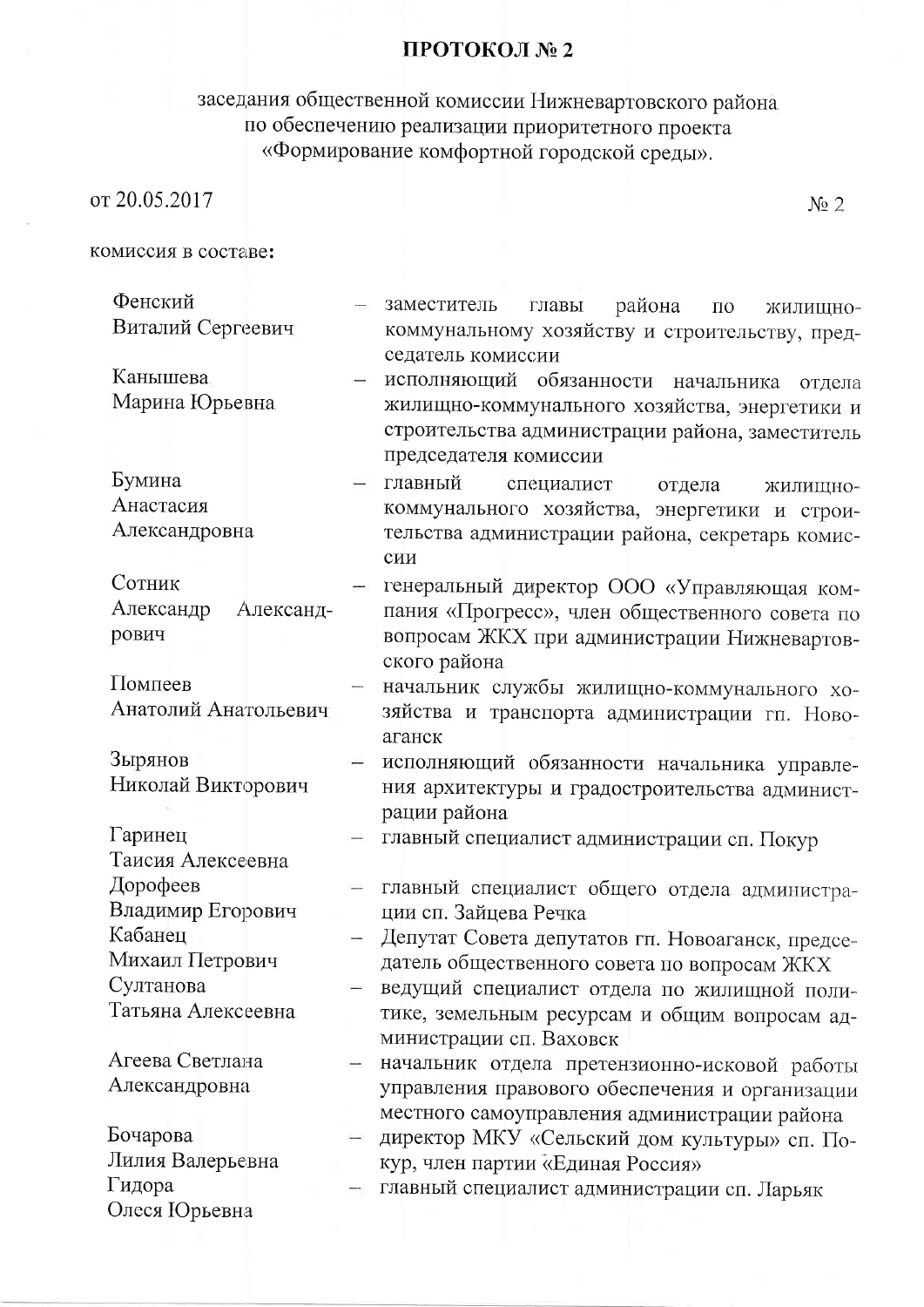# ПРОТОКОЛ № 2

заседания общественной комиссии Нижневартовского района по обеспечению реализации приоритетного проекта «Формирование комфортной городской среды».

от 20.05.2017 № 2

комиссия в составе:

| | |
|---|---|
| Фенский Виталий Сергеевич | – заместитель главы района по жилищно-коммунальному хозяйству и строительству, председатель комиссии |
| Канышева Марина Юрьевна | – исполняющий обязанности начальника отдела жилищно-коммунального хозяйства, энергетики и строительства администрации района, заместитель председателя комиссии |
| Бумина Анастасия Александровна | – главный специалист отдела жилищно-коммунального хозяйства, энергетики и строительства администрации района, секретарь комиссии |
| Сотник Александр Александрович | – генеральный директор ООО «Управляющая компания «Прогресс», член общественного совета по вопросам ЖКХ при администрации Нижневартовского района |
| Помпеев Анатолий Анатольевич | – начальник службы жилищно-коммунального хозяйства и транспорта администрации гп. Новоаганск |
| Зырянов Николай Викторович | – исполняющий обязанности начальника управления архитектуры и градостроительства администрации района |
| Гаринец Таисия Алексеевна | – главный специалист администрации сп. Покур |
| Дорофеев Владимир Егорович | – главный специалист общего отдела администрации сп. Зайцева Речка |
| Кабанец Михаил Петрович | – Депутат Совета депутатов гп. Новоаганск, председатель общественного совета по вопросам ЖКХ |
| Султанова Татьяна Алексеевна | – ведущий специалист отдела по жилищной политике, земельным ресурсам и общим вопросам администрации сп. Ваховск |
| Агеева Светлана Александровна | – начальник отдела претензионно-исковой работы управления правового обеспечения и организации местного самоуправления администрации района |
| Бочарова Лилия Валерьевна | – директор МКУ «Сельский дом культуры» сп. Покур, член партии «Единая Россия» |
| Гидора Олеся Юрьевна | – главный специалист администрации сп. Ларьяк |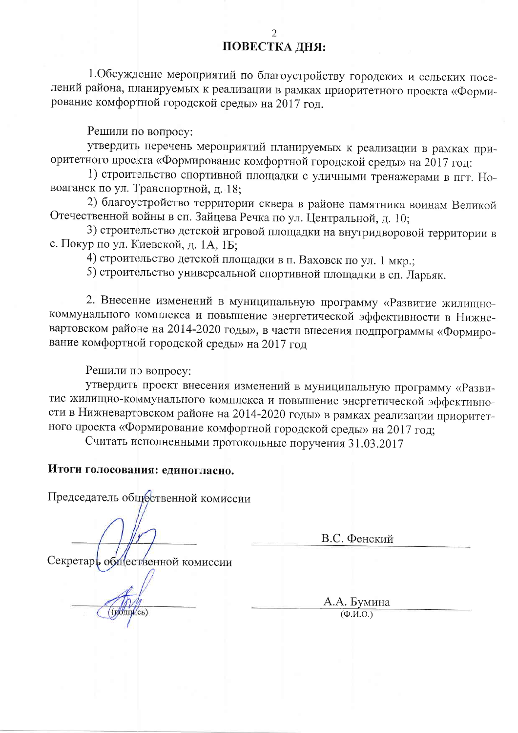## ПОВЕСТКА ДНЯ:

1.Обсуждение мероприятий по благоустройству городских и сельских поселений района, планируемых к реализации в рамках приоритетного проекта «Формирование комфортной городской среды» на 2017 год.

Решили по вопросу:

утвердить перечень мероприятий планируемых к реализации в рамках приоритетного проекта «Формирование комфортной городской среды» на 2017 год:

1) строительство спортивной площадки с уличными тренажерами в пгт. Новоаганск по ул. Транспортной, д. 18;

2) благоустройство территории сквера в районе памятника воинам Великой Отечественной войны в сп. Зайцева Речка по ул. Центральной, д. 10;

3) строительство детской игровой площадки на внутридворовой территории в с. Покур по ул. Киевской, д. 1А, 1Б;

4) строительство детской площадки в п. Ваховск по ул. 1 мкр.;

5) строительство универсальной спортивной площадки в сп. Ларьяк.

2. Внесение изменений в муниципальную программу «Развитие жилищно-коммунального комплекса и повышение энергетической эффективности в Нижневартовском районе на 2014-2020 годы», в части внесения подпрограммы «Формирование комфортной городской среды» на 2017 год

Решили по вопросу:

утвердить проект внесения изменений в муниципальную программу «Развитие жилищно-коммунального комплекса и повышение энергетической эффективности в Нижневартовском районе на 2014-2020 годы» в рамках реализации приоритетного проекта «Формирование комфортной городской среды» на 2017 год;

Считать исполненными протокольные поручения 31.03.2017

**Итоги голосования: единогласно.**

Председатель общественной комиссии

В.С. Фенский

Секретарь общественной комиссии

(подпись) А.А. Бумина (Ф.И.О.)